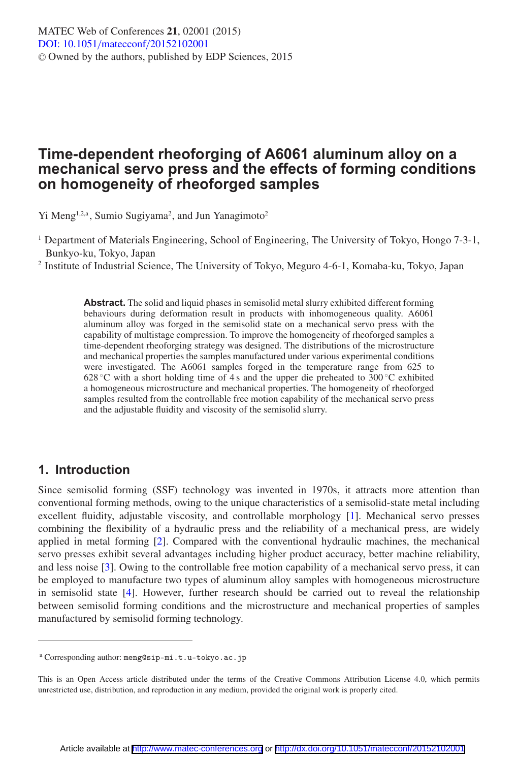# Time-dependent rheoforging of A6061 aluminum alloy on a mechanical servo press and the effects of forming conditions on homogeneity of rheoforged samples

Yi Meng[1,2,a], Sumio Sugiyama[2], and Jun Yanagimoto[2]

[1] Department of Materials Engineering, School of Engineering, The University of Tokyo, Hongo 7-3-1, Bunkyo-ku, Tokyo, Japan

[2] Institute of Industrial Science, The University of Tokyo, Meguro 4-6-1, Komaba-ku, Tokyo, Japan

**Abstract.** The solid and liquid phases in semisolid metal slurry exhibited different forming behaviours during deformation result in products with inhomogeneous quality. A6061 aluminum alloy was forged in the semisolid state on a mechanical servo press with the capability of multistage compression. To improve the homogeneity of rheoforged samples a time-dependent rheoforging strategy was designed. The distributions of the microstructure and mechanical properties the samples manufactured under various experimental conditions were investigated. The A6061 samples forged in the temperature range from 625 to 628 °C with a short holding time of 4 s and the upper die preheated to 300 °C exhibited a homogeneous microstructure and mechanical properties. The homogeneity of rheoforged samples resulted from the controllable free motion capability of the mechanical servo press and the adjustable fluidity and viscosity of the semisolid slurry.

## 1. Introduction

Since semisolid forming (SSF) technology was invented in 1970s, it attracts more attention than conventional forming methods, owing to the unique characteristics of a semisolid-state metal including excellent fluidity, adjustable viscosity, and controllable morphology [1]. Mechanical servo presses combining the flexibility of a hydraulic press and the reliability of a mechanical press, are widely applied in metal forming [2]. Compared with the conventional hydraulic machines, the mechanical servo presses exhibit several advantages including higher product accuracy, better machine reliability, and less noise [3]. Owing to the controllable free motion capability of a mechanical servo press, it can be employed to manufacture two types of aluminum alloy samples with homogeneous microstructure in semisolid state [4]. However, further research should be carried out to reveal the relationship between semisolid forming conditions and the microstructure and mechanical properties of samples manufactured by semisolid forming technology.

[a] Corresponding author: meng@sip-mi.t.u-tokyo.ac.jp

This is an Open Access article distributed under the terms of the Creative Commons Attribution License 4.0, which permits unrestricted use, distribution, and reproduction in any medium, provided the original work is properly cited.

Article available at http://www.matec-conferences.org or http://dx.doi.org/10.1051/matecconf/20152102001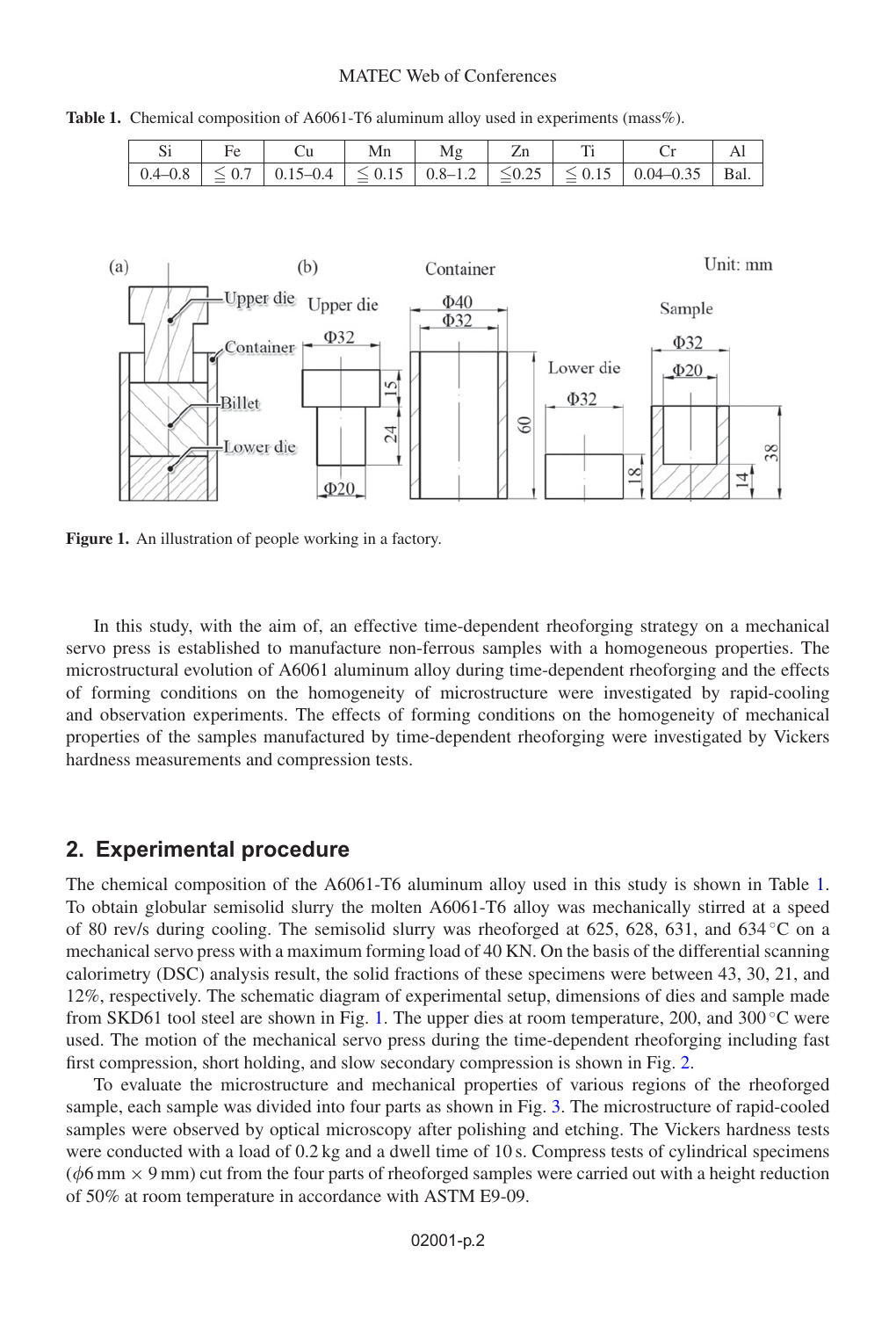**Table 1.** Chemical composition of A6061-T6 aluminum alloy used in experiments (mass%).

| Si | Fe | Cu | Mn | Mg | Zn | Ti | Cr | Al |
|---|---|---|---|---|---|---|---|---|
| 0.4–0.8 | ≦ 0.7 | 0.15–0.4 | ≦ 0.15 | 0.8–1.2 | ≦0.25 | ≦ 0.15 | 0.04–0.35 | Bal. |

**Figure 1.** An illustration of people working in a factory.

In this study, with the aim of, an effective time-dependent rheoforging strategy on a mechanical servo press is established to manufacture non-ferrous samples with a homogeneous properties. The microstructural evolution of A6061 aluminum alloy during time-dependent rheoforging and the effects of forming conditions on the homogeneity of microstructure were investigated by rapid-cooling and observation experiments. The effects of forming conditions on the homogeneity of mechanical properties of the samples manufactured by time-dependent rheoforging were investigated by Vickers hardness measurements and compression tests.

## 2. Experimental procedure

The chemical composition of the A6061-T6 aluminum alloy used in this study is shown in Table 1. To obtain globular semisolid slurry the molten A6061-T6 alloy was mechanically stirred at a speed of 80 rev/s during cooling. The semisolid slurry was rheoforged at 625, 628, 631, and 634 °C on a mechanical servo press with a maximum forming load of 40 KN. On the basis of the differential scanning calorimetry (DSC) analysis result, the solid fractions of these specimens were between 43, 30, 21, and 12%, respectively. The schematic diagram of experimental setup, dimensions of dies and sample made from SKD61 tool steel are shown in Fig. 1. The upper dies at room temperature, 200, and 300 °C were used. The motion of the mechanical servo press during the time-dependent rheoforging including fast first compression, short holding, and slow secondary compression is shown in Fig. 2.

To evaluate the microstructure and mechanical properties of various regions of the rheoforged sample, each sample was divided into four parts as shown in Fig. 3. The microstructure of rapid-cooled samples were observed by optical microscopy after polishing and etching. The Vickers hardness tests were conducted with a load of 0.2 kg and a dwell time of 10 s. Compress tests of cylindrical specimens ($\phi 6\,\text{mm} \times 9\,\text{mm}$) cut from the four parts of rheoforged samples were carried out with a height reduction of 50% at room temperature in accordance with ASTM E9-09.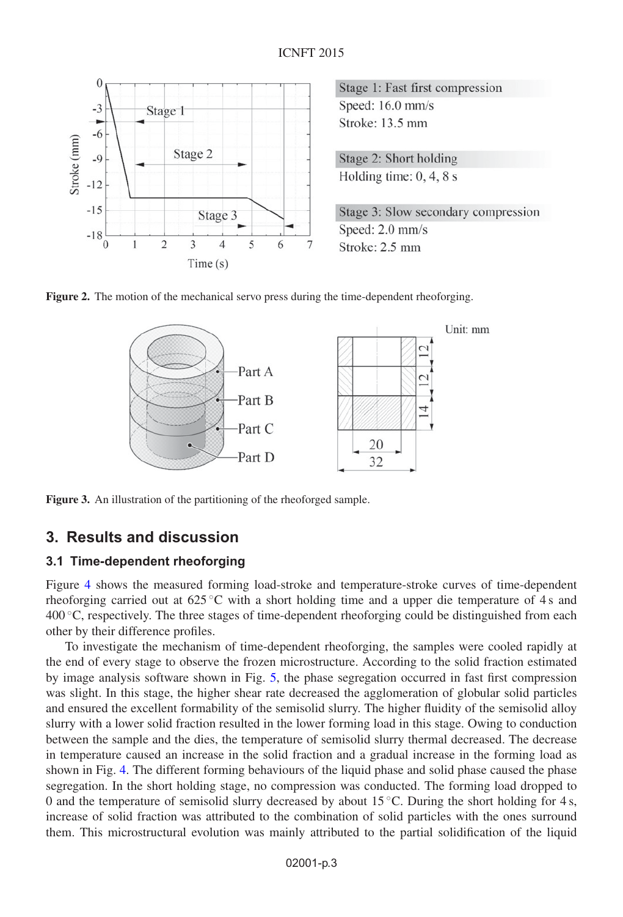Stage 1: Fast first compression
Speed: 16.0 mm/s
Stroke: 13.5 mm

Stage 2: Short holding
Holding time: 0, 4, 8 s

Stage 3: Slow secondary compression
Speed: 2.0 mm/s
Stroke: 2.5 mm

**Figure 2.** The motion of the mechanical servo press during the time-dependent rheoforging.

**Figure 3.** An illustration of the partitioning of the rheoforged sample.

## 3. Results and discussion

### 3.1 Time-dependent rheoforging

Figure 4 shows the measured forming load-stroke and temperature-stroke curves of time-dependent rheoforging carried out at 625 °C with a short holding time and a upper die temperature of 4 s and 400 °C, respectively. The three stages of time-dependent rheoforging could be distinguished from each other by their difference profiles.

To investigate the mechanism of time-dependent rheoforging, the samples were cooled rapidly at the end of every stage to observe the frozen microstructure. According to the solid fraction estimated by image analysis software shown in Fig. 5, the phase segregation occurred in fast first compression was slight. In this stage, the higher shear rate decreased the agglomeration of globular solid particles and ensured the excellent formability of the semisolid slurry. The higher fluidity of the semisolid alloy slurry with a lower solid fraction resulted in the lower forming load in this stage. Owing to conduction between the sample and the dies, the temperature of semisolid slurry thermal decreased. The decrease in temperature caused an increase in the solid fraction and a gradual increase in the forming load as shown in Fig. 4. The different forming behaviours of the liquid phase and solid phase caused the phase segregation. In the short holding stage, no compression was conducted. The forming load dropped to 0 and the temperature of semisolid slurry decreased by about 15 °C. During the short holding for 4 s, increase of solid fraction was attributed to the combination of solid particles with the ones surround them. This microstructural evolution was mainly attributed to the partial solidification of the liquid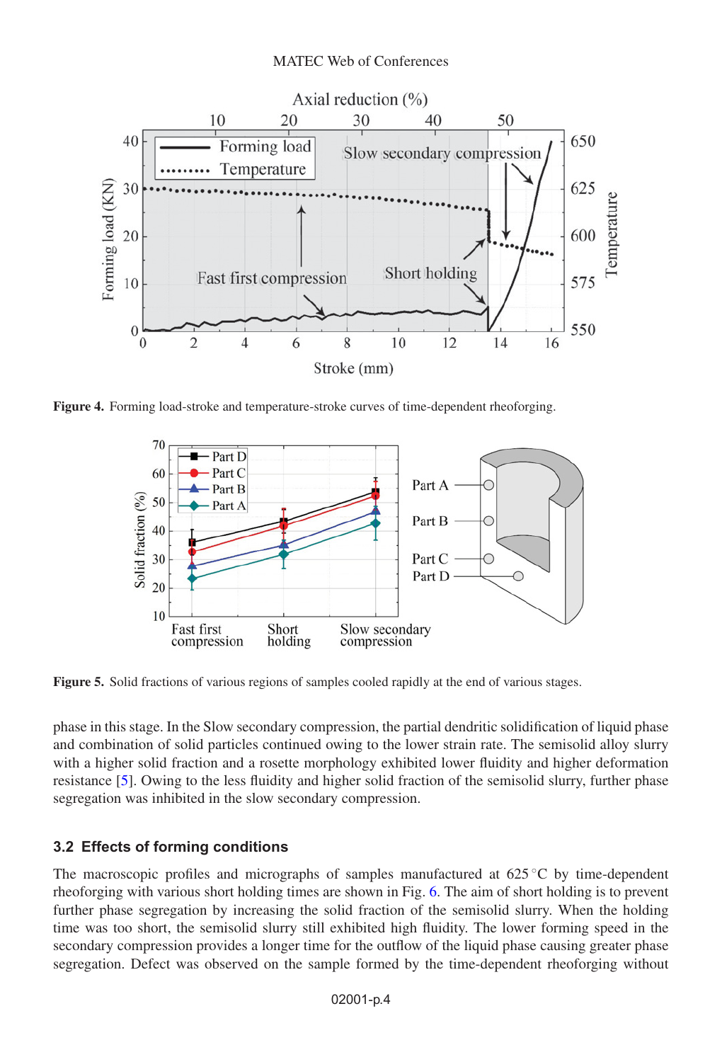Figure 4. Forming load-stroke and temperature-stroke curves of time-dependent rheoforging.

Figure 5. Solid fractions of various regions of samples cooled rapidly at the end of various stages.

phase in this stage. In the Slow secondary compression, the partial dendritic solidification of liquid phase and combination of solid particles continued owing to the lower strain rate. The semisolid alloy slurry with a higher solid fraction and a rosette morphology exhibited lower fluidity and higher deformation resistance [5]. Owing to the less fluidity and higher solid fraction of the semisolid slurry, further phase segregation was inhibited in the slow secondary compression.

### 3.2 Effects of forming conditions

The macroscopic profiles and micrographs of samples manufactured at 625 °C by time-dependent rheoforging with various short holding times are shown in Fig. 6. The aim of short holding is to prevent further phase segregation by increasing the solid fraction of the semisolid slurry. When the holding time was too short, the semisolid slurry still exhibited high fluidity. The lower forming speed in the secondary compression provides a longer time for the outflow of the liquid phase causing greater phase segregation. Defect was observed on the sample formed by the time-dependent rheoforging without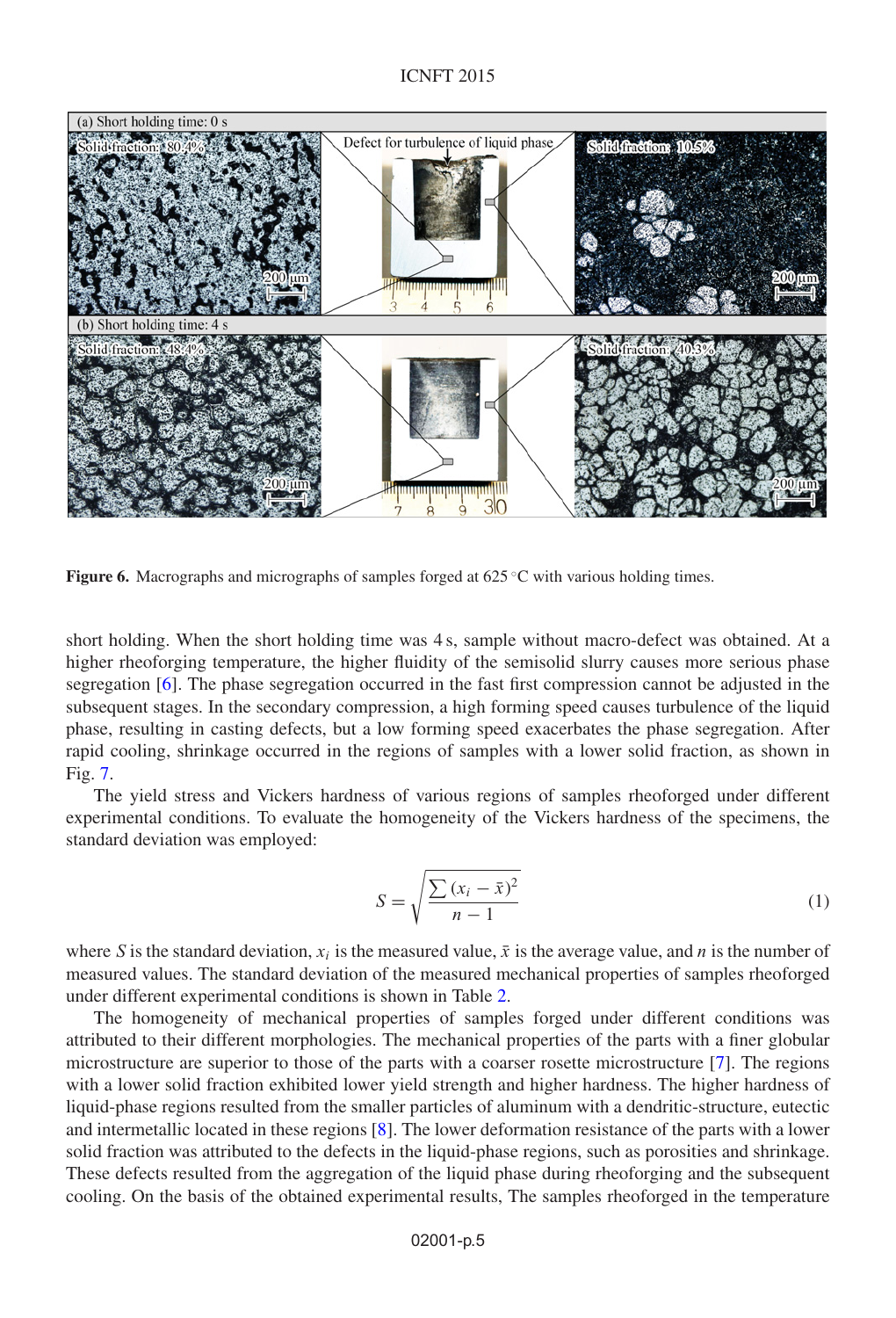**Figure 6.** Macrographs and micrographs of samples forged at 625 °C with various holding times.

short holding. When the short holding time was 4 s, sample without macro-defect was obtained. At a higher rheoforging temperature, the higher fluidity of the semisolid slurry causes more serious phase segregation [6]. The phase segregation occurred in the fast first compression cannot be adjusted in the subsequent stages. In the secondary compression, a high forming speed causes turbulence of the liquid phase, resulting in casting defects, but a low forming speed exacerbates the phase segregation. After rapid cooling, shrinkage occurred in the regions of samples with a lower solid fraction, as shown in Fig. 7.

The yield stress and Vickers hardness of various regions of samples rheoforged under different experimental conditions. To evaluate the homogeneity of the Vickers hardness of the specimens, the standard deviation was employed:

$$S = \sqrt{\frac{\sum (x_i - \bar{x})^2}{n - 1}} \tag{1}$$

where $S$ is the standard deviation, $x_i$ is the measured value, $\bar{x}$ is the average value, and $n$ is the number of measured values. The standard deviation of the measured mechanical properties of samples rheoforged under different experimental conditions is shown in Table 2.

The homogeneity of mechanical properties of samples forged under different conditions was attributed to their different morphologies. The mechanical properties of the parts with a finer globular microstructure are superior to those of the parts with a coarser rosette microstructure [7]. The regions with a lower solid fraction exhibited lower yield strength and higher hardness. The higher hardness of liquid-phase regions resulted from the smaller particles of aluminum with a dendritic-structure, eutectic and intermetallic located in these regions [8]. The lower deformation resistance of the parts with a lower solid fraction was attributed to the defects in the liquid-phase regions, such as porosities and shrinkage. These defects resulted from the aggregation of the liquid phase during rheoforging and the subsequent cooling. On the basis of the obtained experimental results, The samples rheoforged in the temperature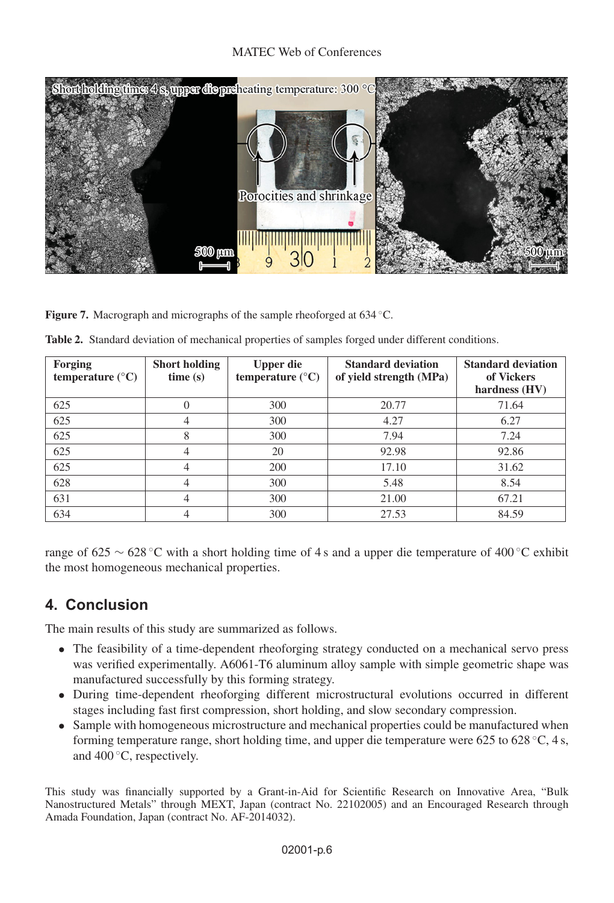Figure 7. Macrograph and micrographs of the sample rheoforged at 634 °C.

Table 2. Standard deviation of mechanical properties of samples forged under different conditions.

| Forging temperature (°C) | Short holding time (s) | Upper die temperature (°C) | Standard deviation of yield strength (MPa) | Standard deviation of Vickers hardness (HV) |
|---|---|---|---|---|
| 625 | 0 | 300 | 20.77 | 71.64 |
| 625 | 4 | 300 | 4.27 | 6.27 |
| 625 | 8 | 300 | 7.94 | 7.24 |
| 625 | 4 | 20 | 92.98 | 92.86 |
| 625 | 4 | 200 | 17.10 | 31.62 |
| 628 | 4 | 300 | 5.48 | 8.54 |
| 631 | 4 | 300 | 21.00 | 67.21 |
| 634 | 4 | 300 | 27.53 | 84.59 |

range of 625 ∼ 628 °C with a short holding time of 4 s and a upper die temperature of 400 °C exhibit the most homogeneous mechanical properties.

## 4. Conclusion

The main results of this study are summarized as follows.

- The feasibility of a time-dependent rheoforging strategy conducted on a mechanical servo press was verified experimentally. A6061-T6 aluminum alloy sample with simple geometric shape was manufactured successfully by this forming strategy.
- During time-dependent rheoforging different microstructural evolutions occurred in different stages including fast first compression, short holding, and slow secondary compression.
- Sample with homogeneous microstructure and mechanical properties could be manufactured when forming temperature range, short holding time, and upper die temperature were 625 to 628 °C, 4 s, and 400 °C, respectively.

This study was financially supported by a Grant-in-Aid for Scientific Research on Innovative Area, "Bulk Nanostructured Metals" through MEXT, Japan (contract No. 22102005) and an Encouraged Research through Amada Foundation, Japan (contract No. AF-2014032).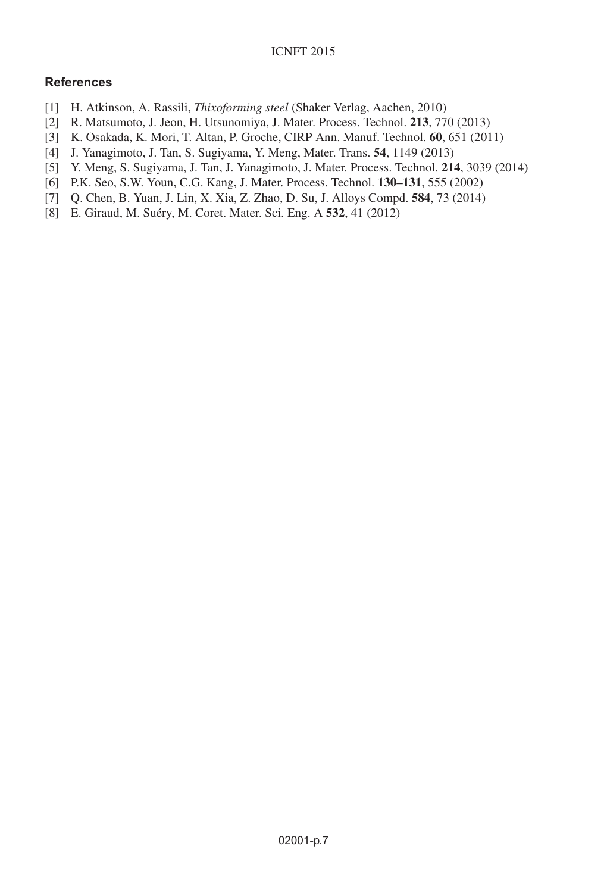## References

[1] H. Atkinson, A. Rassili, *Thixoforming steel* (Shaker Verlag, Aachen, 2010)
[2] R. Matsumoto, J. Jeon, H. Utsunomiya, J. Mater. Process. Technol. **213**, 770 (2013)
[3] K. Osakada, K. Mori, T. Altan, P. Groche, CIRP Ann. Manuf. Technol. **60**, 651 (2011)
[4] J. Yanagimoto, J. Tan, S. Sugiyama, Y. Meng, Mater. Trans. **54**, 1149 (2013)
[5] Y. Meng, S. Sugiyama, J. Tan, J. Yanagimoto, J. Mater. Process. Technol. **214**, 3039 (2014)
[6] P.K. Seo, S.W. Youn, C.G. Kang, J. Mater. Process. Technol. **130–131**, 555 (2002)
[7] Q. Chen, B. Yuan, J. Lin, X. Xia, Z. Zhao, D. Su, J. Alloys Compd. **584**, 73 (2014)
[8] E. Giraud, M. Suéry, M. Coret. Mater. Sci. Eng. A **532**, 41 (2012)